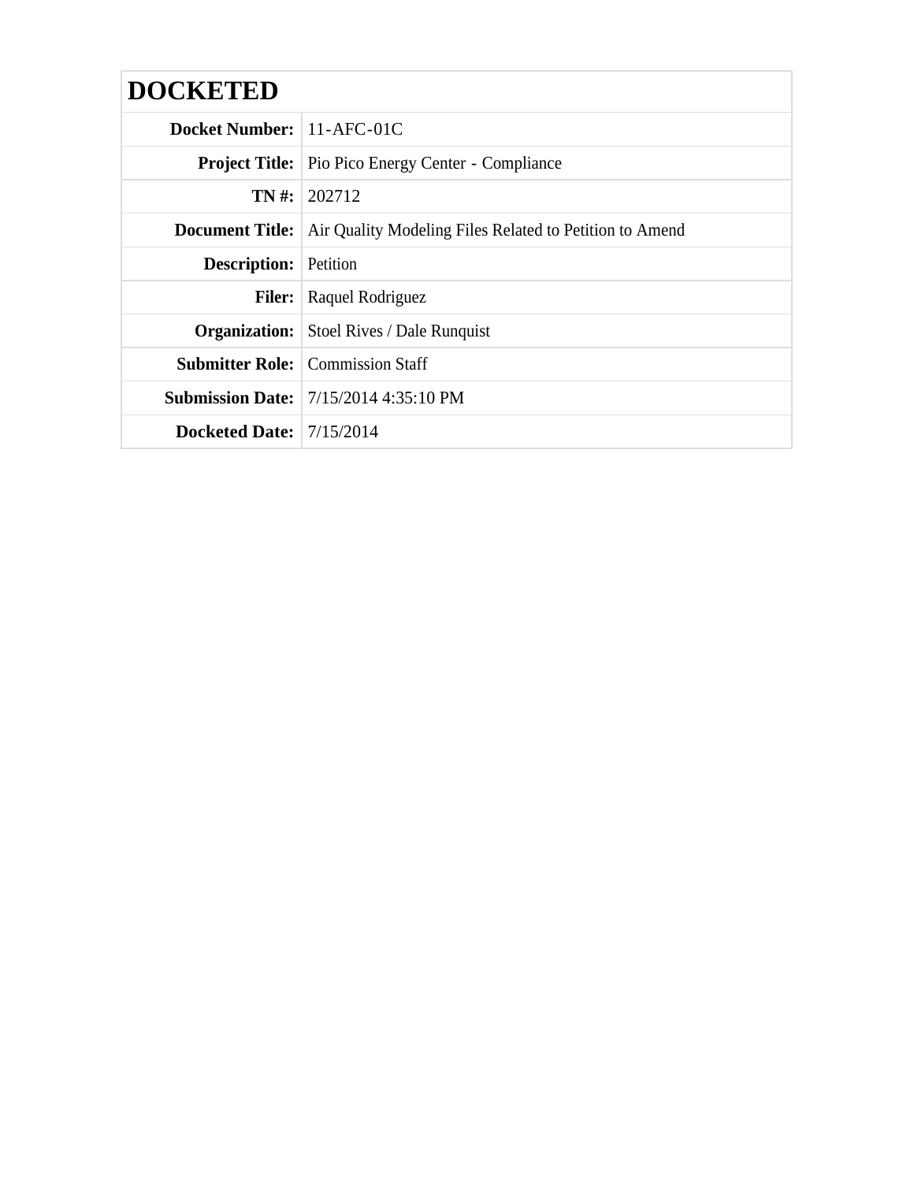# DOCKETED

| | |
|---|---|
| **Docket Number:** | 11-AFC-01C |
| **Project Title:** | Pio Pico Energy Center - Compliance |
| **TN #:** | 202712 |
| **Document Title:** | Air Quality Modeling Files Related to Petition to Amend |
| **Description:** | Petition |
| **Filer:** | Raquel Rodriguez |
| **Organization:** | Stoel Rives / Dale Runquist |
| **Submitter Role:** | Commission Staff |
| **Submission Date:** | 7/15/2014 4:35:10 PM |
| **Docketed Date:** | 7/15/2014 |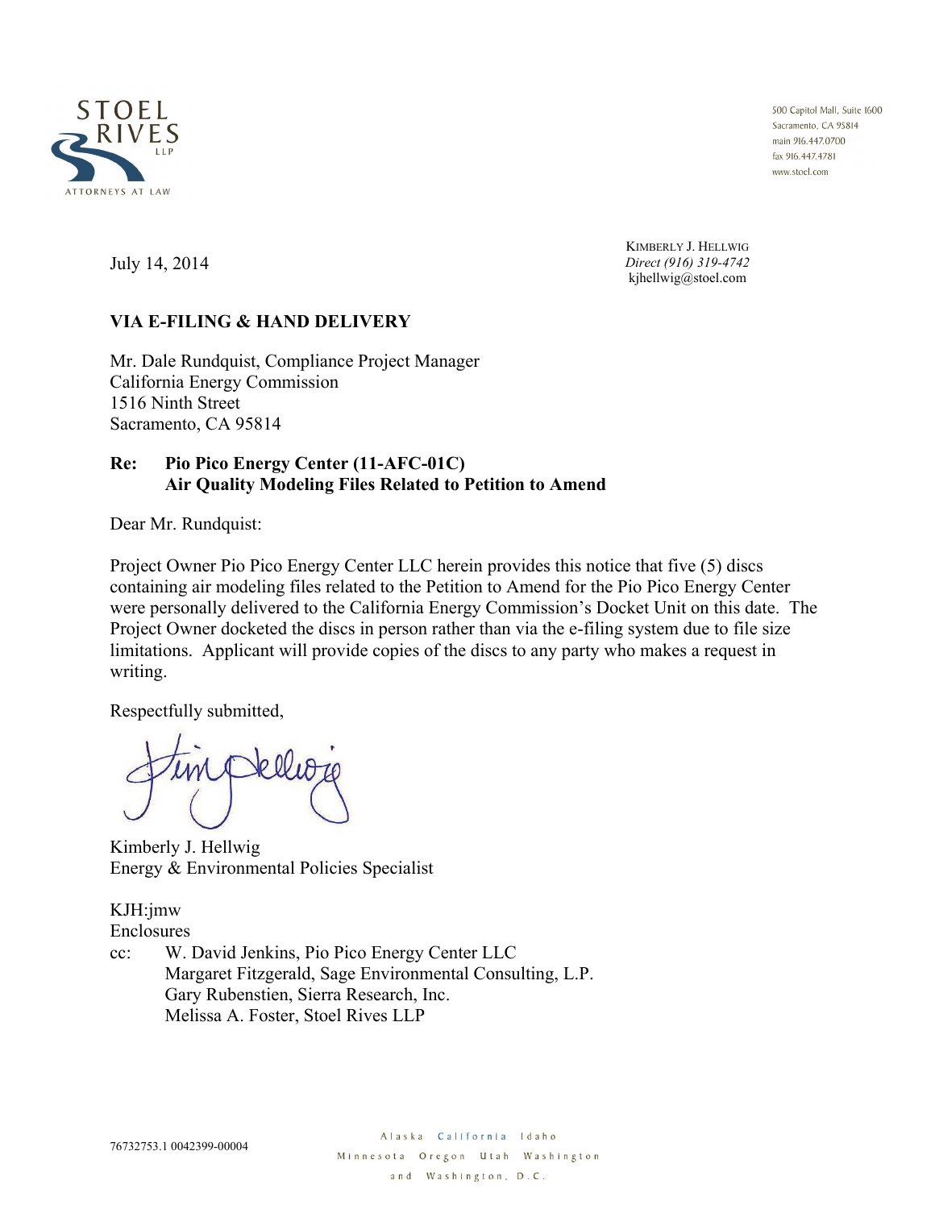STOEL RIVES LLP
ATTORNEYS AT LAW

500 Capitol Mall, Suite 1600
Sacramento, CA 95814
main 916.447.0700
fax 916.447.4781
www.stoel.com

July 14, 2014

KIMBERLY J. HELLWIG
*Direct (916) 319-4742*
kjhellwig@stoel.com

**VIA E-FILING & HAND DELIVERY**

Mr. Dale Rundquist, Compliance Project Manager
California Energy Commission
1516 Ninth Street
Sacramento, CA 95814

**Re: Pio Pico Energy Center (11-AFC-01C)**
**Air Quality Modeling Files Related to Petition to Amend**

Dear Mr. Rundquist:

Project Owner Pio Pico Energy Center LLC herein provides this notice that five (5) discs containing air modeling files related to the Petition to Amend for the Pio Pico Energy Center were personally delivered to the California Energy Commission's Docket Unit on this date. The Project Owner docketed the discs in person rather than via the e-filing system due to file size limitations. Applicant will provide copies of the discs to any party who makes a request in writing.

Respectfully submitted,

Kimberly J. Hellwig
Energy & Environmental Policies Specialist

KJH:jmw
Enclosures
cc: W. David Jenkins, Pio Pico Energy Center LLC
Margaret Fitzgerald, Sage Environmental Consulting, L.P.
Gary Rubenstien, Sierra Research, Inc.
Melissa A. Foster, Stoel Rives LLP

76732753.1 0042399-00004

Alaska California Idaho
Minnesota Oregon Utah Washington
and Washington, D.C.